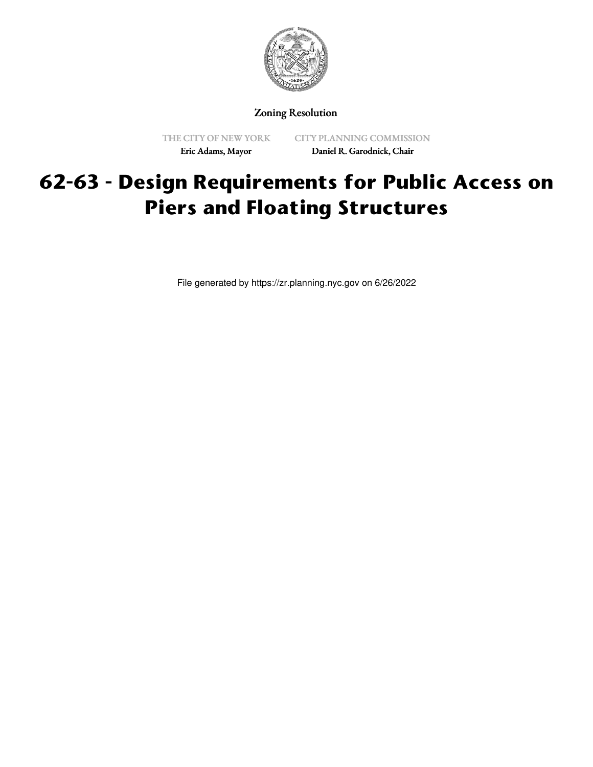Zoning Resolution

THE CITY OF NEW YORK
Eric Adams, Mayor

CITY PLANNING COMMISSION
Daniel R. Garodnick, Chair

# 62-63 - Design Requirements for Public Access on Piers and Floating Structures

File generated by https://zr.planning.nyc.gov on 6/26/2022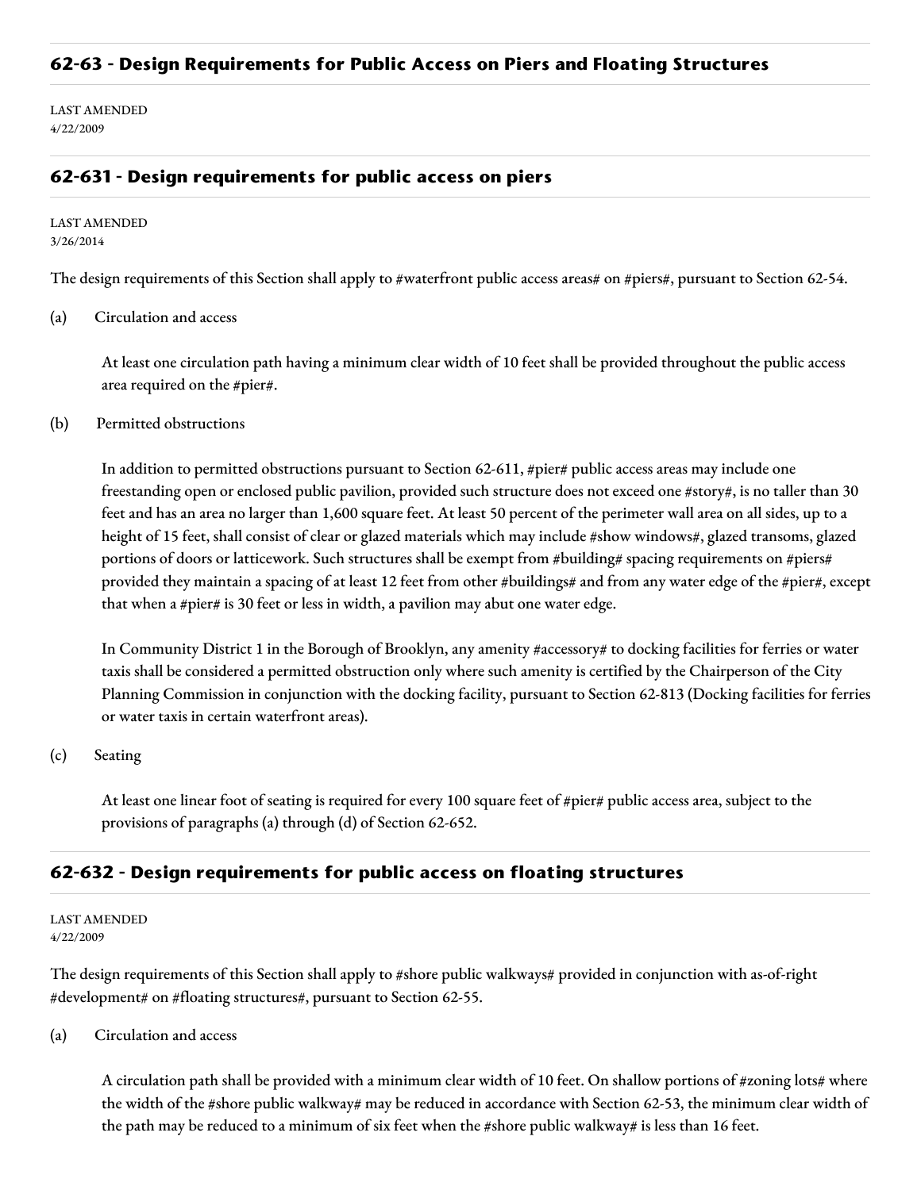## 62-63 - Design Requirements for Public Access on Piers and Floating Structures

LAST AMENDED
4/22/2009

## 62-631 - Design requirements for public access on piers

LAST AMENDED
3/26/2014

The design requirements of this Section shall apply to #waterfront public access areas# on #piers#, pursuant to Section 62-54.

(a) Circulation and access

At least one circulation path having a minimum clear width of 10 feet shall be provided throughout the public access area required on the #pier#.

(b) Permitted obstructions

In addition to permitted obstructions pursuant to Section 62-611, #pier# public access areas may include one freestanding open or enclosed public pavilion, provided such structure does not exceed one #story#, is no taller than 30 feet and has an area no larger than 1,600 square feet. At least 50 percent of the perimeter wall area on all sides, up to a height of 15 feet, shall consist of clear or glazed materials which may include #show windows#, glazed transoms, glazed portions of doors or latticework. Such structures shall be exempt from #building# spacing requirements on #piers# provided they maintain a spacing of at least 12 feet from other #buildings# and from any water edge of the #pier#, except that when a #pier# is 30 feet or less in width, a pavilion may abut one water edge.

In Community District 1 in the Borough of Brooklyn, any amenity #accessory# to docking facilities for ferries or water taxis shall be considered a permitted obstruction only where such amenity is certified by the Chairperson of the City Planning Commission in conjunction with the docking facility, pursuant to Section 62-813 (Docking facilities for ferries or water taxis in certain waterfront areas).

(c) Seating

At least one linear foot of seating is required for every 100 square feet of #pier# public access area, subject to the provisions of paragraphs (a) through (d) of Section 62-652.

## 62-632 - Design requirements for public access on floating structures

LAST AMENDED
4/22/2009

The design requirements of this Section shall apply to #shore public walkways# provided in conjunction with as-of-right #development# on #floating structures#, pursuant to Section 62-55.

(a) Circulation and access

A circulation path shall be provided with a minimum clear width of 10 feet. On shallow portions of #zoning lots# where the width of the #shore public walkway# may be reduced in accordance with Section 62-53, the minimum clear width of the path may be reduced to a minimum of six feet when the #shore public walkway# is less than 16 feet.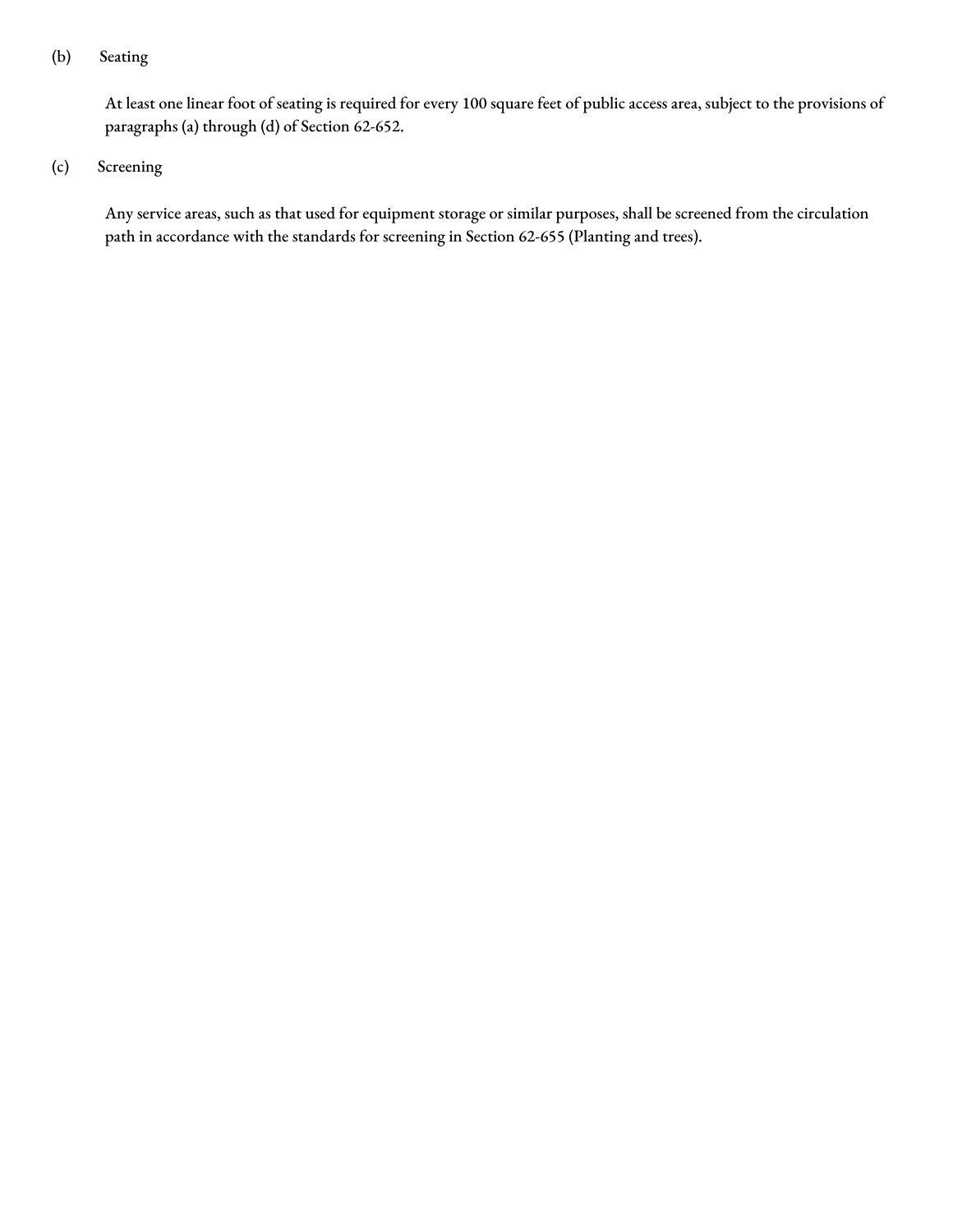(b) Seating

At least one linear foot of seating is required for every 100 square feet of public access area, subject to the provisions of paragraphs (a) through (d) of Section 62-652.

(c) Screening

Any service areas, such as that used for equipment storage or similar purposes, shall be screened from the circulation path in accordance with the standards for screening in Section 62-655 (Planting and trees).